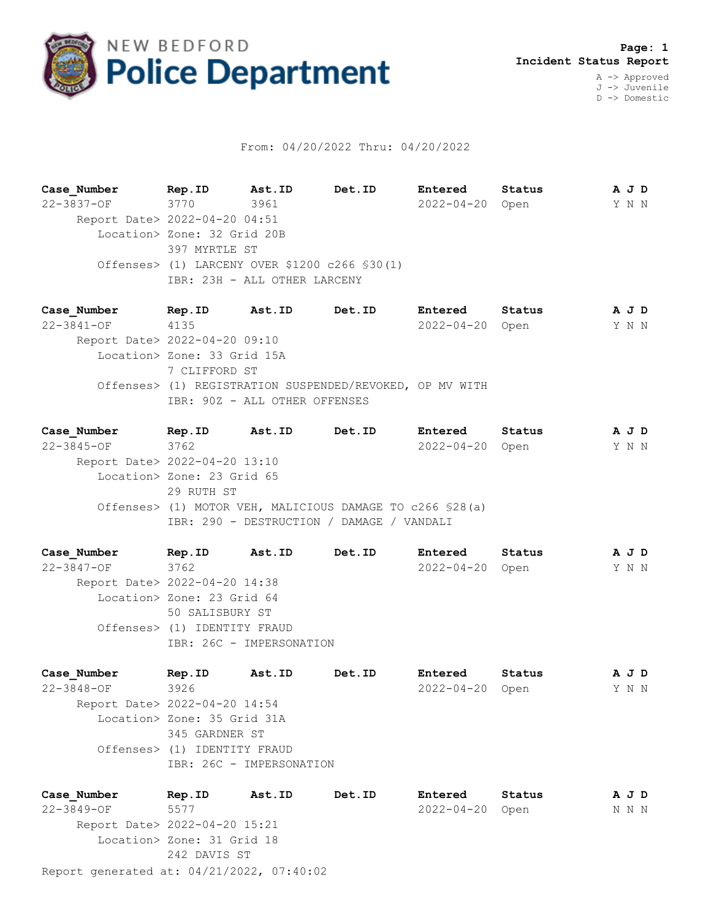NEW BEDFORD
# Police Department

**Page: 1**
**Incident Status Report**

A -> Approved
J -> Juvenile
D -> Domestic

From: 04/20/2022 Thru: 04/20/2022

| Case_Number | Rep.ID | Ast.ID | Det.ID | Entered | Status | A J D |
|---|---|---|---|---|---|---|
| 22-3837-OF | 3770 | 3961 | | 2022-04-20 | Open | Y N N |

Report Date> 2022-04-20 04:51
Location> Zone: 32 Grid 20B
397 MYRTLE ST
Offenses> (1) LARCENY OVER $1200 c266 §30(1)
IBR: 23H - ALL OTHER LARCENY

| Case_Number | Rep.ID | Ast.ID | Det.ID | Entered | Status | A J D |
|---|---|---|---|---|---|---|
| 22-3841-OF | 4135 | | | 2022-04-20 | Open | Y N N |

Report Date> 2022-04-20 09:10
Location> Zone: 33 Grid 15A
7 CLIFFORD ST
Offenses> (1) REGISTRATION SUSPENDED/REVOKED, OP MV WITH
IBR: 90Z - ALL OTHER OFFENSES

| Case_Number | Rep.ID | Ast.ID | Det.ID | Entered | Status | A J D |
|---|---|---|---|---|---|---|
| 22-3845-OF | 3762 | | | 2022-04-20 | Open | Y N N |

Report Date> 2022-04-20 13:10
Location> Zone: 23 Grid 65
29 RUTH ST
Offenses> (1) MOTOR VEH, MALICIOUS DAMAGE TO c266 §28(a)
IBR: 290 - DESTRUCTION / DAMAGE / VANDALI

| Case_Number | Rep.ID | Ast.ID | Det.ID | Entered | Status | A J D |
|---|---|---|---|---|---|---|
| 22-3847-OF | 3762 | | | 2022-04-20 | Open | Y N N |

Report Date> 2022-04-20 14:38
Location> Zone: 23 Grid 64
50 SALISBURY ST
Offenses> (1) IDENTITY FRAUD
IBR: 26C - IMPERSONATION

| Case_Number | Rep.ID | Ast.ID | Det.ID | Entered | Status | A J D |
|---|---|---|---|---|---|---|
| 22-3848-OF | 3926 | | | 2022-04-20 | Open | Y N N |

Report Date> 2022-04-20 14:54
Location> Zone: 35 Grid 31A
345 GARDNER ST
Offenses> (1) IDENTITY FRAUD
IBR: 26C - IMPERSONATION

| Case_Number | Rep.ID | Ast.ID | Det.ID | Entered | Status | A J D |
|---|---|---|---|---|---|---|
| 22-3849-OF | 5577 | | | 2022-04-20 | Open | N N N |

Report Date> 2022-04-20 15:21
Location> Zone: 31 Grid 18
242 DAVIS ST

Report generated at: 04/21/2022, 07:40:02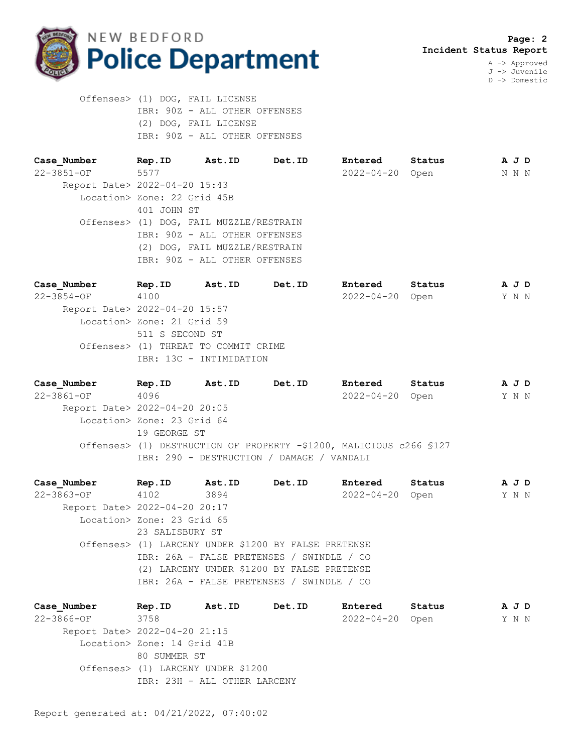**Incident Status Report**

A -> Approved
J -> Juvenile
D -> Domestic

Offenses> (1) DOG, FAIL LICENSE
IBR: 90Z - ALL OTHER OFFENSES
(2) DOG, FAIL LICENSE
IBR: 90Z - ALL OTHER OFFENSES

| Case_Number | Rep.ID | Ast.ID | Det.ID | Entered | Status | A J D |
|---|---|---|---|---|---|---|
| 22-3851-OF | 5577 | | | 2022-04-20 | Open | N N N |

Report Date> 2022-04-20 15:43
Location> Zone: 22 Grid 45B
401 JOHN ST
Offenses> (1) DOG, FAIL MUZZLE/RESTRAIN
IBR: 90Z - ALL OTHER OFFENSES
(2) DOG, FAIL MUZZLE/RESTRAIN
IBR: 90Z - ALL OTHER OFFENSES

| Case_Number | Rep.ID | Ast.ID | Det.ID | Entered | Status | A J D |
|---|---|---|---|---|---|---|
| 22-3854-OF | 4100 | | | 2022-04-20 | Open | Y N N |

Report Date> 2022-04-20 15:57
Location> Zone: 21 Grid 59
511 S SECOND ST
Offenses> (1) THREAT TO COMMIT CRIME
IBR: 13C - INTIMIDATION

| Case_Number | Rep.ID | Ast.ID | Det.ID | Entered | Status | A J D |
|---|---|---|---|---|---|---|
| 22-3861-OF | 4096 | | | 2022-04-20 | Open | Y N N |

Report Date> 2022-04-20 20:05
Location> Zone: 23 Grid 64
19 GEORGE ST
Offenses> (1) DESTRUCTION OF PROPERTY -$1200, MALICIOUS c266 §127
IBR: 290 - DESTRUCTION / DAMAGE / VANDALI

| Case_Number | Rep.ID | Ast.ID | Det.ID | Entered | Status | A J D |
|---|---|---|---|---|---|---|
| 22-3863-OF | 4102 | 3894 | | 2022-04-20 | Open | Y N N |

Report Date> 2022-04-20 20:17
Location> Zone: 23 Grid 65
23 SALISBURY ST
Offenses> (1) LARCENY UNDER $1200 BY FALSE PRETENSE
IBR: 26A - FALSE PRETENSES / SWINDLE / CO
(2) LARCENY UNDER $1200 BY FALSE PRETENSE
IBR: 26A - FALSE PRETENSES / SWINDLE / CO

| Case_Number | Rep.ID | Ast.ID | Det.ID | Entered | Status | A J D |
|---|---|---|---|---|---|---|
| 22-3866-OF | 3758 | | | 2022-04-20 | Open | Y N N |

Report Date> 2022-04-20 21:15
Location> Zone: 14 Grid 41B
80 SUMMER ST
Offenses> (1) LARCENY UNDER $1200
IBR: 23H - ALL OTHER LARCENY

Report generated at: 04/21/2022, 07:40:02